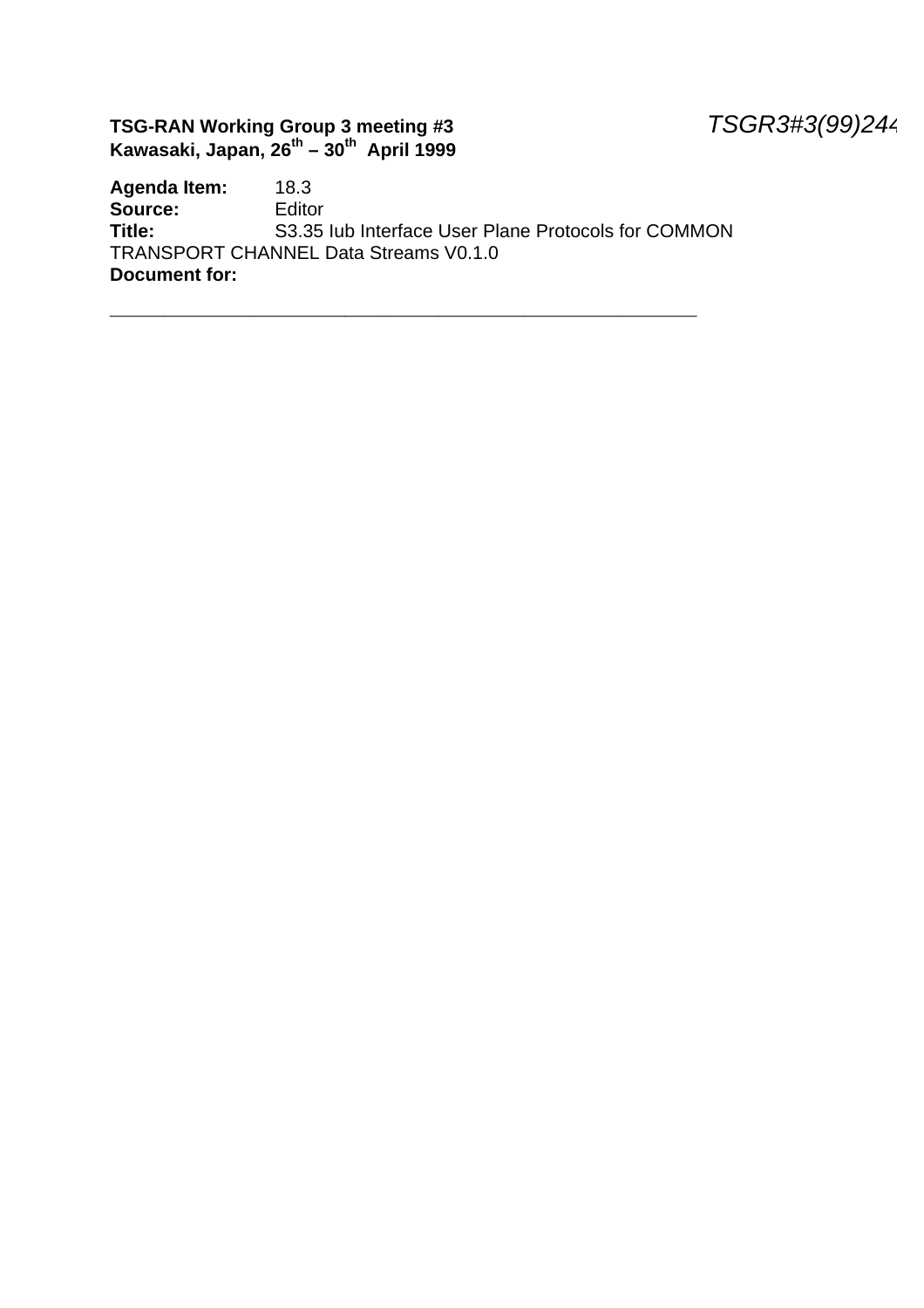**TSG-RAN Working Group 3 meeting #3** *TSGR3#3(99)244*
**Kawasaki, Japan, 26th – 30th April 1999**

**Agenda Item:** 18.3
**Source:** Editor
**Title:** S3.35 Iub Interface User Plane Protocols for COMMON TRANSPORT CHANNEL Data Streams V0.1.0
**Document for:**

---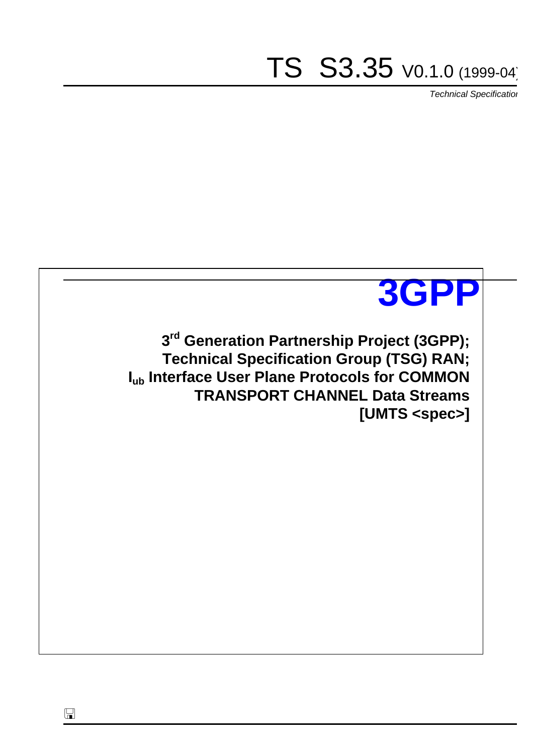# TS S3.35 V0.1.0 (1999-04)

*Technical Specification*

**3GPP**

**3[rd] Generation Partnership Project (3GPP);**
**Technical Specification Group (TSG) RAN;**
**$I_{ub}$ Interface User Plane Protocols for COMMON TRANSPORT CHANNEL Data Streams**
**[UMTS <spec>]**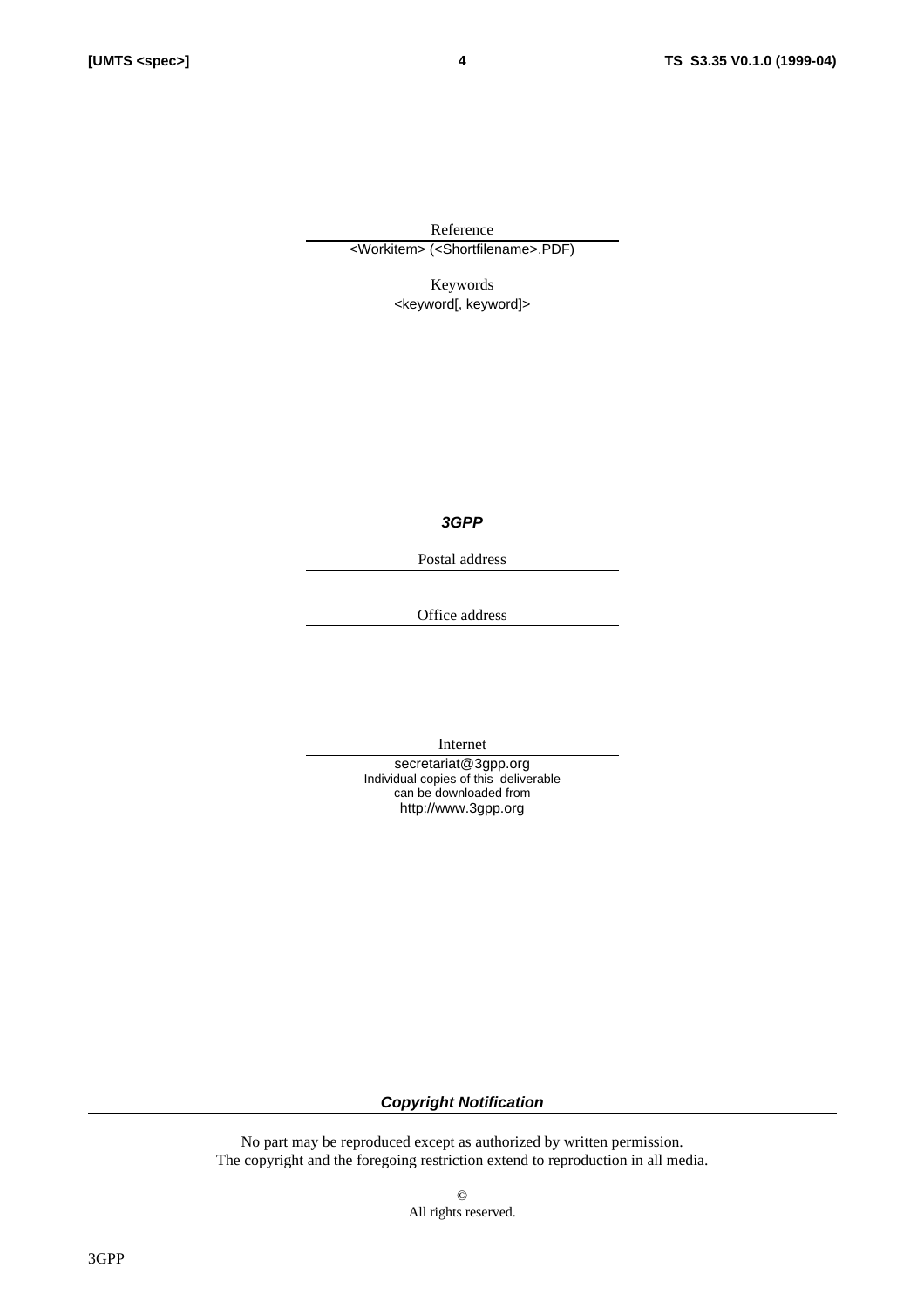Reference

<Workitem> (<Shortfilename>.PDF)

Keywords

<keyword[, keyword]>

***3GPP***

Postal address

Office address

Internet

secretariat@3gpp.org
Individual copies of this deliverable
can be downloaded from
http://www.3gpp.org

***Copyright Notification***

No part may be reproduced except as authorized by written permission.
The copyright and the foregoing restriction extend to reproduction in all media.

©
All rights reserved.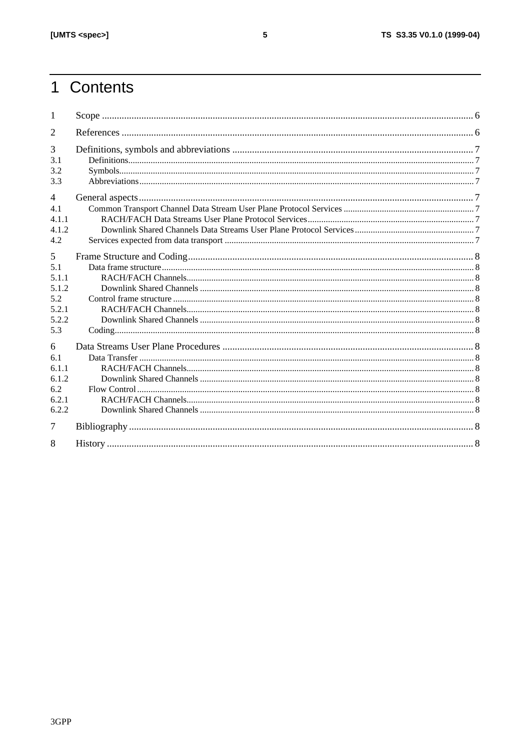# 1 Contents

1 Scope ..... 6

2 References ..... 6

3 Definitions, symbols and abbreviations ..... 7
- 3.1 Definitions ..... 7
- 3.2 Symbols ..... 7
- 3.3 Abbreviations ..... 7

4 General aspects ..... 7
- 4.1 Common Transport Channel Data Stream User Plane Protocol Services ..... 7
  - 4.1.1 RACH/FACH Data Streams User Plane Protocol Services ..... 7
  - 4.1.2 Downlink Shared Channels Data Streams User Plane Protocol Services ..... 7
- 4.2 Services expected from data transport ..... 7

5 Frame Structure and Coding ..... 8
- 5.1 Data frame structure ..... 8
  - 5.1.1 RACH/FACH Channels ..... 8
  - 5.1.2 Downlink Shared Channels ..... 8
- 5.2 Control frame structure ..... 8
  - 5.2.1 RACH/FACH Channels ..... 8
  - 5.2.2 Downlink Shared Channels ..... 8
- 5.3 Coding ..... 8

6 Data Streams User Plane Procedures ..... 8
- 6.1 Data Transfer ..... 8
  - 6.1.1 RACH/FACH Channels ..... 8
  - 6.1.2 Downlink Shared Channels ..... 8
- 6.2 Flow Control ..... 8
  - 6.2.1 RACH/FACH Channels ..... 8
  - 6.2.2 Downlink Shared Channels ..... 8

7 Bibliography ..... 8

8 History ..... 8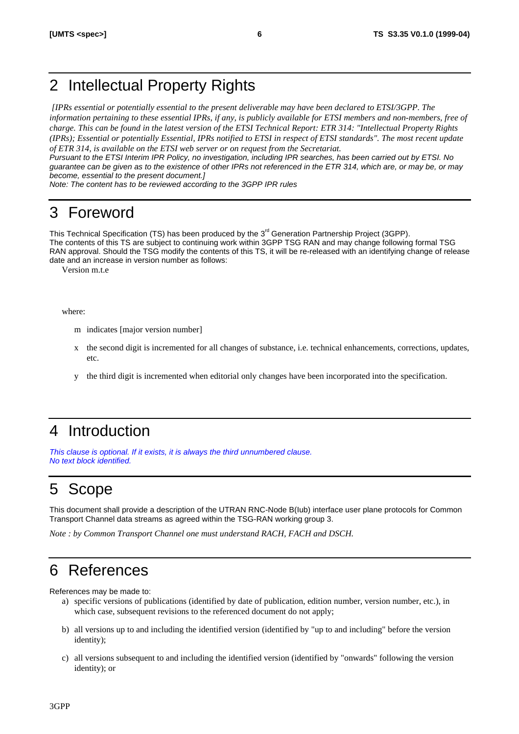# 2 Intellectual Property Rights

*[IPRs essential or potentially essential to the present deliverable may have been declared to ETSI/3GPP. The information pertaining to these essential IPRs, if any, is publicly available for ETSI members and non-members, free of charge. This can be found in the latest version of the ETSI Technical Report: ETR 314: "Intellectual Property Rights (IPRs); Essential or potentially Essential, IPRs notified to ETSI in respect of ETSI standards". The most recent update of ETR 314, is available on the ETSI web server or on request from the Secretariat.*
*Pursuant to the ETSI Interim IPR Policy, no investigation, including IPR searches, has been carried out by ETSI. No guarantee can be given as to the existence of other IPRs not referenced in the ETR 314, which are, or may be, or may become, essential to the present document.]*
*Note: The content has to be reviewed according to the 3GPP IPR rules*

# 3 Foreword

This Technical Specification (TS) has been produced by the 3rd Generation Partnership Project (3GPP).
The contents of this TS are subject to continuing work within 3GPP TSG RAN and may change following formal TSG RAN approval. Should the TSG modify the contents of this TS, it will be re-released with an identifying change of release date and an increase in version number as follows:

Version m.t.e

where:

- m indicates [major version number]
- x the second digit is incremented for all changes of substance, i.e. technical enhancements, corrections, updates, etc.
- y the third digit is incremented when editorial only changes have been incorporated into the specification.

# 4 Introduction

*This clause is optional. If it exists, it is always the third unnumbered clause.*
*No text block identified.*

# 5 Scope

This document shall provide a description of the UTRAN RNC-Node B(Iub) interface user plane protocols for Common Transport Channel data streams as agreed within the TSG-RAN working group 3.

*Note : by Common Transport Channel one must understand RACH, FACH and DSCH.*

# 6 References

References may be made to:

a) specific versions of publications (identified by date of publication, edition number, version number, etc.), in which case, subsequent revisions to the referenced document do not apply;

b) all versions up to and including the identified version (identified by "up to and including" before the version identity);

c) all versions subsequent to and including the identified version (identified by "onwards" following the version identity); or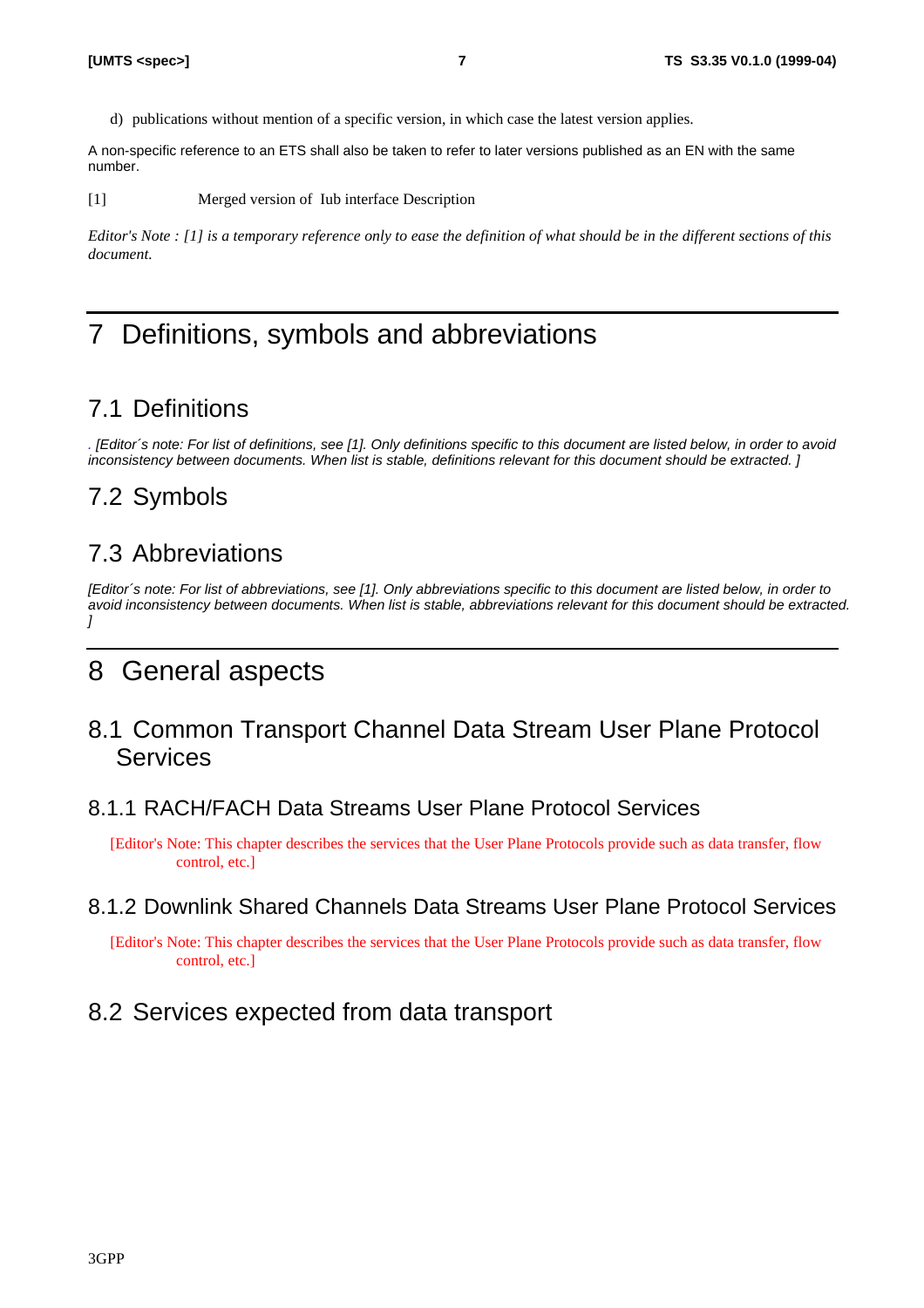d) publications without mention of a specific version, in which case the latest version applies.

A non-specific reference to an ETS shall also be taken to refer to later versions published as an EN with the same number.

[1] Merged version of Iub interface Description

*Editor's Note : [1] is a temporary reference only to ease the definition of what should be in the different sections of this document.*

# 7 Definitions, symbols and abbreviations

## 7.1 Definitions

*. [Editor´s note: For list of definitions, see [1]. Only definitions specific to this document are listed below, in order to avoid inconsistency between documents. When list is stable, definitions relevant for this document should be extracted. ]*

## 7.2 Symbols

## 7.3 Abbreviations

*[Editor´s note: For list of abbreviations, see [1]. Only abbreviations specific to this document are listed below, in order to avoid inconsistency between documents. When list is stable, abbreviations relevant for this document should be extracted. ]*

# 8 General aspects

## 8.1 Common Transport Channel Data Stream User Plane Protocol Services

### 8.1.1 RACH/FACH Data Streams User Plane Protocol Services

[Editor's Note: This chapter describes the services that the User Plane Protocols provide such as data transfer, flow control, etc.]

### 8.1.2 Downlink Shared Channels Data Streams User Plane Protocol Services

[Editor's Note: This chapter describes the services that the User Plane Protocols provide such as data transfer, flow control, etc.]

## 8.2 Services expected from data transport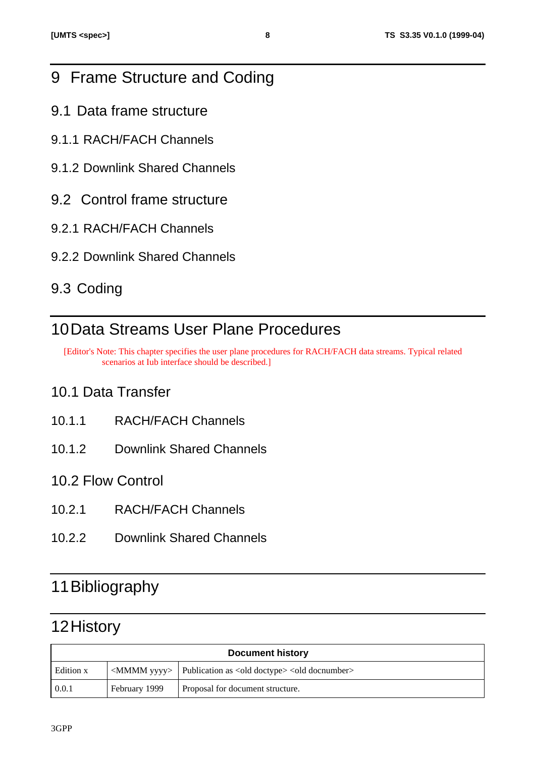# 9 Frame Structure and Coding

## 9.1 Data frame structure

### 9.1.1 RACH/FACH Channels

### 9.1.2 Downlink Shared Channels

## 9.2 Control frame structure

### 9.2.1 RACH/FACH Channels

### 9.2.2 Downlink Shared Channels

## 9.3 Coding

# 10 Data Streams User Plane Procedures

[Editor's Note: This chapter specifies the user plane procedures for RACH/FACH data streams. Typical related scenarios at Iub interface should be described.]

## 10.1 Data Transfer

### 10.1.1 RACH/FACH Channels

### 10.1.2 Downlink Shared Channels

## 10.2 Flow Control

### 10.2.1 RACH/FACH Channels

### 10.2.2 Downlink Shared Channels

# 11 Bibliography

# 12 History

| Document history | | |
|---|---|---|
| Edition x | <MMMM yyyy> | Publication as <old doctype> <old docnumber> |
| 0.0.1 | February 1999 | Proposal for document structure. |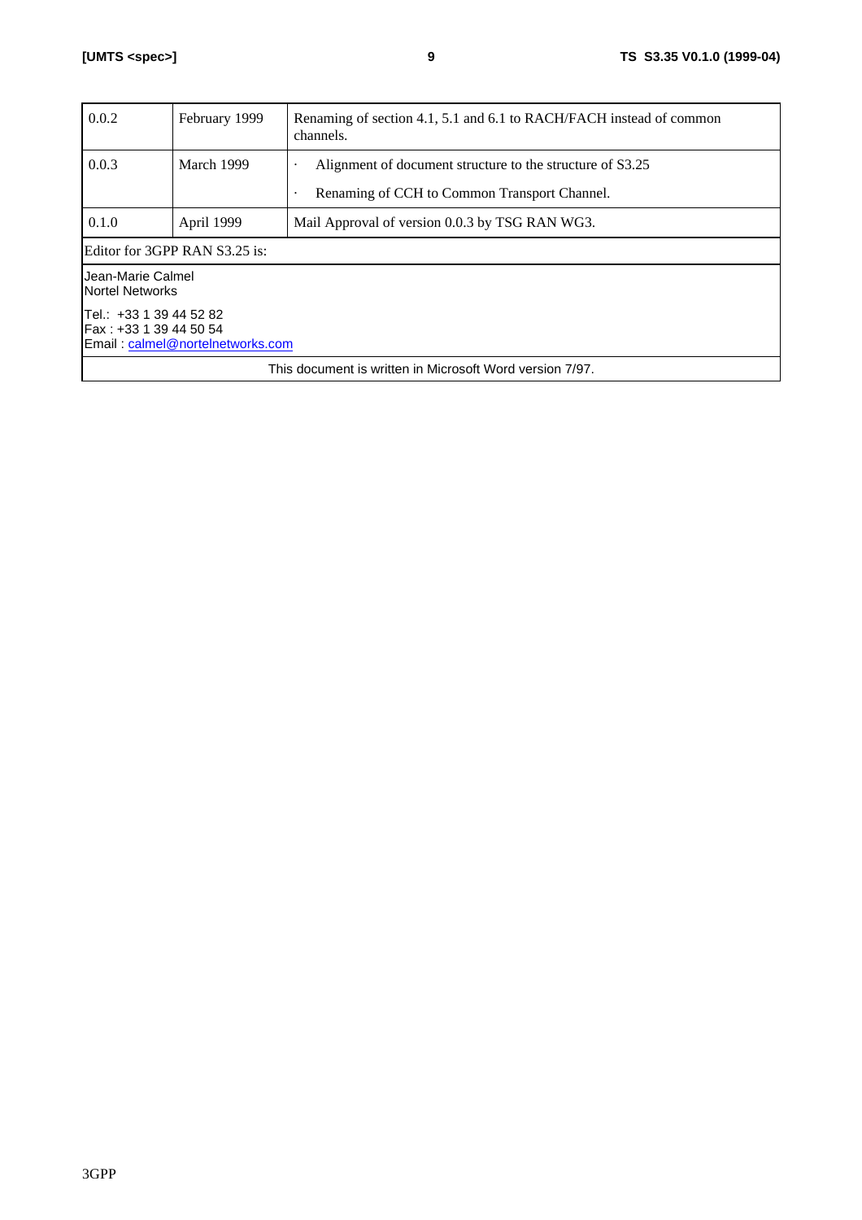| | | |
|---|---|---|
| 0.0.2 | February 1999 | Renaming of section 4.1, 5.1 and 6.1 to RACH/FACH instead of common channels. |
| 0.0.3 | March 1999 | · Alignment of document structure to the structure of S3.25<br>· Renaming of CCH to Common Transport Channel. |
| 0.1.0 | April 1999 | Mail Approval of version 0.0.3 by TSG RAN WG3. |

Editor for 3GPP RAN S3.25 is:

Jean-Marie Calmel
Nortel Networks

Tel.: +33 1 39 44 52 82
Fax : +33 1 39 44 50 54
Email : calmel@nortelnetworks.com

This document is written in Microsoft Word version 7/97.